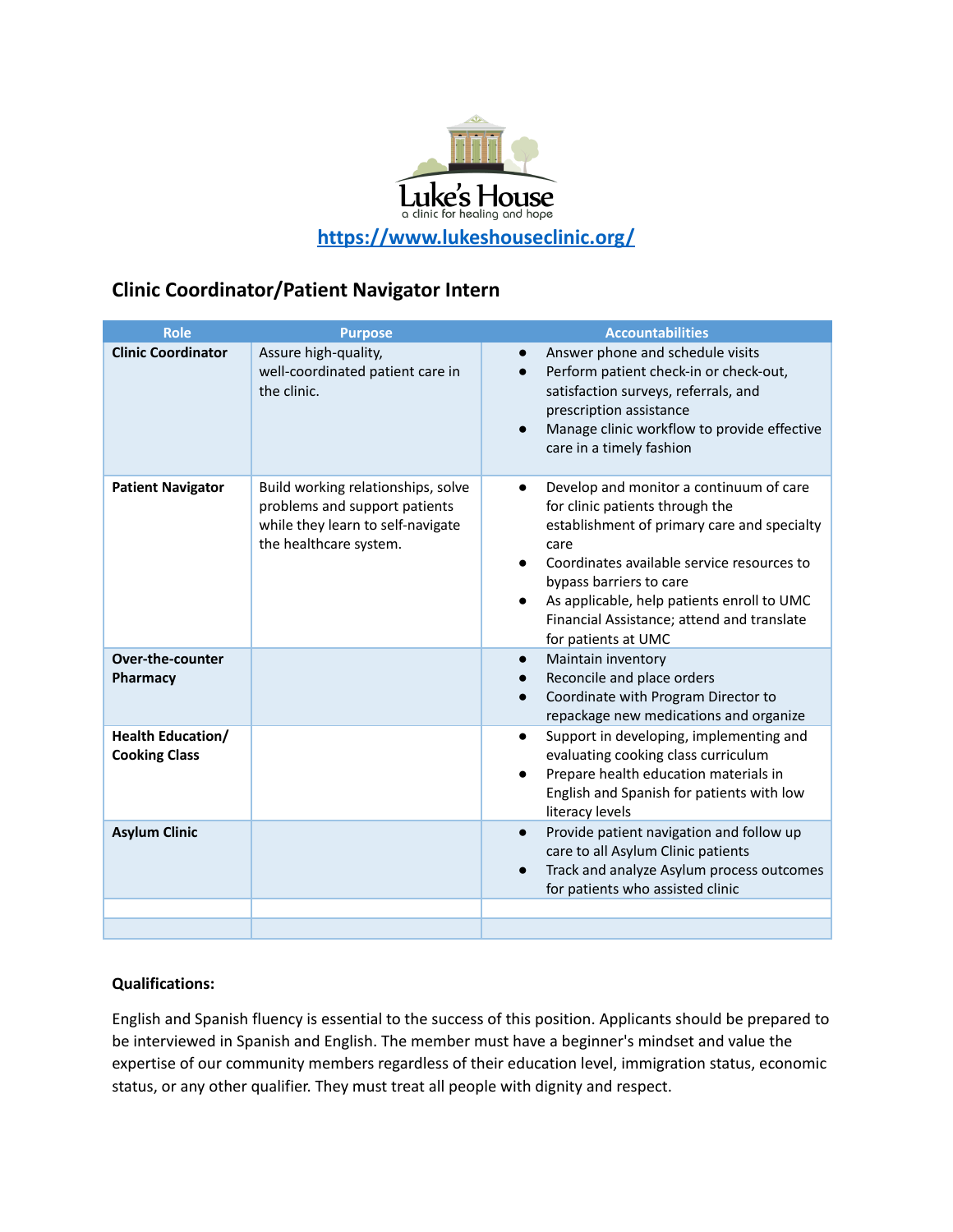Luke's House
a clinic for healing and hope

[https://www.lukeshouseclinic.org/](https://www.lukeshouseclinic.org/)

## Clinic Coordinator/Patient Navigator Intern

| Role | Purpose | Accountabilities |
|---|---|---|
| **Clinic Coordinator** | Assure high-quality, well-coordinated patient care in the clinic. | • Answer phone and schedule visits<br>• Perform patient check-in or check-out, satisfaction surveys, referrals, and prescription assistance<br>• Manage clinic workflow to provide effective care in a timely fashion |
| **Patient Navigator** | Build working relationships, solve problems and support patients while they learn to self-navigate the healthcare system. | • Develop and monitor a continuum of care for clinic patients through the establishment of primary care and specialty care<br>• Coordinates available service resources to bypass barriers to care<br>• As applicable, help patients enroll to UMC Financial Assistance; attend and translate for patients at UMC |
| **Over-the-counter Pharmacy** | | • Maintain inventory<br>• Reconcile and place orders<br>• Coordinate with Program Director to repackage new medications and organize |
| **Health Education/ Cooking Class** | | • Support in developing, implementing and evaluating cooking class curriculum<br>• Prepare health education materials in English and Spanish for patients with low literacy levels |
| **Asylum Clinic** | | • Provide patient navigation and follow up care to all Asylum Clinic patients<br>• Track and analyze Asylum process outcomes for patients who assisted clinic |
| | | |
| | | |

**Qualifications:**

English and Spanish fluency is essential to the success of this position. Applicants should be prepared to be interviewed in Spanish and English. The member must have a beginner's mindset and value the expertise of our community members regardless of their education level, immigration status, economic status, or any other qualifier. They must treat all people with dignity and respect.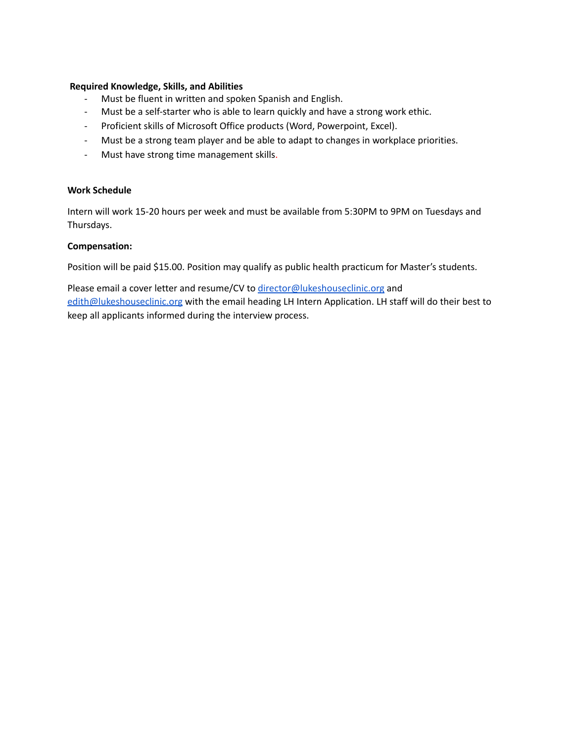**Required Knowledge, Skills, and Abilities**

- Must be fluent in written and spoken Spanish and English.
- Must be a self-starter who is able to learn quickly and have a strong work ethic.
- Proficient skills of Microsoft Office products (Word, Powerpoint, Excel).
- Must be a strong team player and be able to adapt to changes in workplace priorities.
- Must have strong time management skills.

**Work Schedule**

Intern will work 15-20 hours per week and must be available from 5:30PM to 9PM on Tuesdays and Thursdays.

**Compensation:**

Position will be paid $15.00. Position may qualify as public health practicum for Master's students.

Please email a cover letter and resume/CV to director@lukeshouseclinic.org and edith@lukeshouseclinic.org with the email heading LH Intern Application. LH staff will do their best to keep all applicants informed during the interview process.